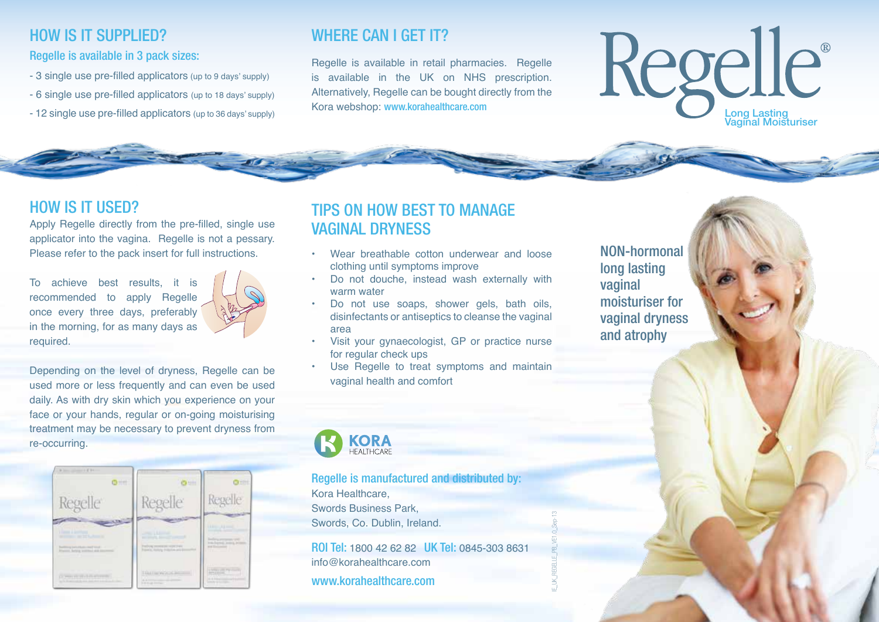## HOW IS IT SUPPLIED?

### Regelle is available in 3 pack sizes:

- 3 single use pre-filled applicators (up to 9 days' supply)
- 6 single use pre-filled applicators (up to 18 days' supply)
- 12 single use pre-filled applicators (up to 36 days' supply)

## WHERE CAN I GET IT?

Regelle is available in retail pharmacies. Regelle is available in the UK on NHS prescription. Alternatively, Regelle can be bought directly from the Kora webshop: www.korahealthcare.com

# Regelle®

Long Lasting Vaginal Moisturiser

## HOW IS IT USED?

Apply Regelle directly from the pre-filled, single use applicator into the vagina. Regelle is not a pessary. Please refer to the pack insert for full instructions.

To achieve best results, it is recommended to apply Regelle once every three days, preferably in the morning, for as many days as required.

Depending on the level of dryness, Regelle can be used more or less frequently and can even be used daily. As with dry skin which you experience on your face or your hands, regular or on-going moisturising treatment may be necessary to prevent dryness from re-occurring.

## TIPS ON HOW BEST TO MANAGE VAGINAL DRYNESS

- Wear breathable cotton underwear and loose clothing until symptoms improve
- Do not douche, instead wash externally with warm water
- Do not use soaps, shower gels, bath oils, disinfectants or antiseptics to cleanse the vaginal area
- Visit your gynaecologist, GP or practice nurse for regular check ups
- Use Regelle to treat symptoms and maintain vaginal health and comfort

KORA HEALTHCARE

**Regelle is manufactured and distributed by:**
Kora Healthcare,
Swords Business Park,
Swords, Co. Dublin, Ireland.

**ROI Tel:** 1800 42 62 82 **UK Tel:** 0845-303 8631
info@korahealthcare.com
www.korahealthcare.com

IE_UK_REGELLE_PIB_VE1.0_Sep-13

NON-hormonal long lasting vaginal moisturiser for vaginal dryness and atrophy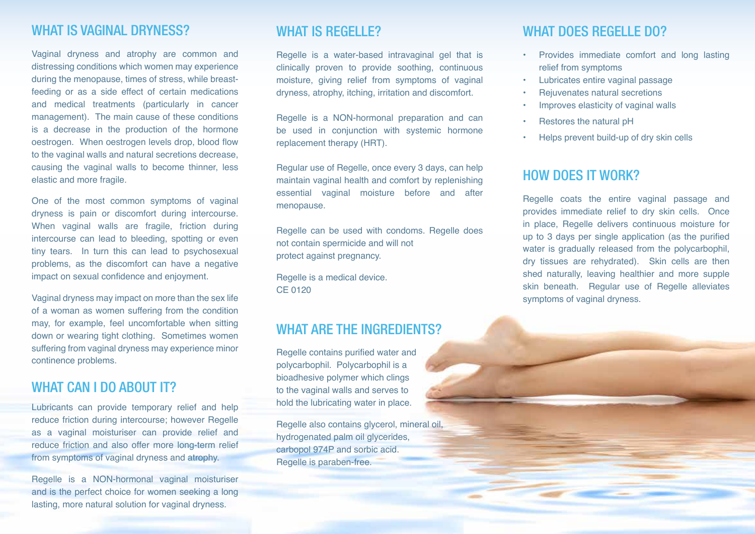## WHAT IS VAGINAL DRYNESS?

Vaginal dryness and atrophy are common and distressing conditions which women may experience during the menopause, times of stress, while breast-feeding or as a side effect of certain medications and medical treatments (particularly in cancer management). The main cause of these conditions is a decrease in the production of the hormone oestrogen. When oestrogen levels drop, blood flow to the vaginal walls and natural secretions decrease, causing the vaginal walls to become thinner, less elastic and more fragile.

One of the most common symptoms of vaginal dryness is pain or discomfort during intercourse. When vaginal walls are fragile, friction during intercourse can lead to bleeding, spotting or even tiny tears. In turn this can lead to psychosexual problems, as the discomfort can have a negative impact on sexual confidence and enjoyment.

Vaginal dryness may impact on more than the sex life of a woman as women suffering from the condition may, for example, feel uncomfortable when sitting down or wearing tight clothing. Sometimes women suffering from vaginal dryness may experience minor continence problems.

## WHAT CAN I DO ABOUT IT?

Lubricants can provide temporary relief and help reduce friction during intercourse; however Regelle as a vaginal moisturiser can provide relief and reduce friction and also offer more long-term relief from symptoms of vaginal dryness and atrophy.

Regelle is a NON-hormonal vaginal moisturiser and is the perfect choice for women seeking a long lasting, more natural solution for vaginal dryness.

## WHAT IS REGELLE?

Regelle is a water-based intravaginal gel that is clinically proven to provide soothing, continuous moisture, giving relief from symptoms of vaginal dryness, atrophy, itching, irritation and discomfort.

Regelle is a NON-hormonal preparation and can be used in conjunction with systemic hormone replacement therapy (HRT).

Regular use of Regelle, once every 3 days, can help maintain vaginal health and comfort by replenishing essential vaginal moisture before and after menopause.

Regelle can be used with condoms. Regelle does not contain spermicide and will not protect against pregnancy.

Regelle is a medical device.
CE 0120

## WHAT ARE THE INGREDIENTS?

Regelle contains purified water and polycarbophil. Polycarbophil is a bioadhesive polymer which clings to the vaginal walls and serves to hold the lubricating water in place.

Regelle also contains glycerol, mineral oil, hydrogenated palm oil glycerides, carbopol 974P and sorbic acid.
Regelle is paraben-free.

## WHAT DOES REGELLE DO?

- Provides immediate comfort and long lasting relief from symptoms
- Lubricates entire vaginal passage
- Rejuvenates natural secretions
- Improves elasticity of vaginal walls
- Restores the natural pH
- Helps prevent build-up of dry skin cells

## HOW DOES IT WORK?

Regelle coats the entire vaginal passage and provides immediate relief to dry skin cells. Once in place, Regelle delivers continuous moisture for up to 3 days per single application (as the purified water is gradually released from the polycarbophil, dry tissues are rehydrated). Skin cells are then shed naturally, leaving healthier and more supple skin beneath. Regular use of Regelle alleviates symptoms of vaginal dryness.